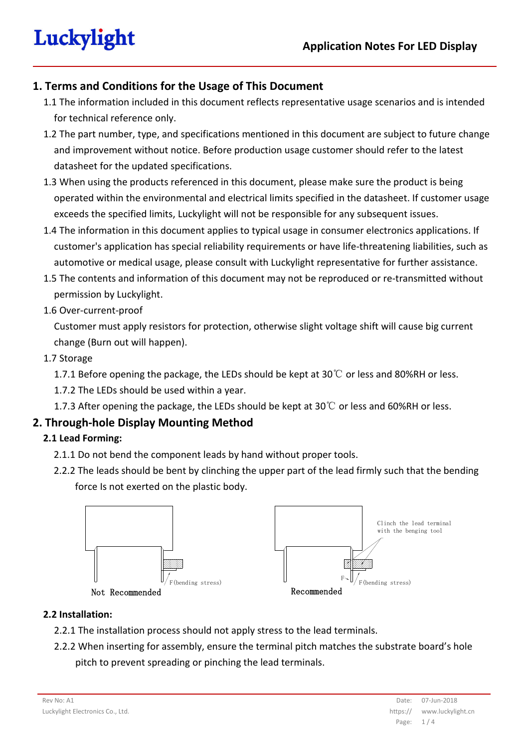# Application Notes For LED Display

## 1. Terms and Conditions for the Usage of This Document

1.1 The information included in this document reflects representative usage scenarios and is intended for technical reference only.

1.2 The part number, type, and specifications mentioned in this document are subject to future change and improvement without notice. Before production usage customer should refer to the latest datasheet for the updated specifications.

1.3 When using the products referenced in this document, please make sure the product is being operated within the environmental and electrical limits specified in the datasheet. If customer usage exceeds the specified limits, Luckylight will not be responsible for any subsequent issues.

1.4 The information in this document applies to typical usage in consumer electronics applications. If customer's application has special reliability requirements or have life-threatening liabilities, such as automotive or medical usage, please consult with Luckylight representative for further assistance.

1.5 The contents and information of this document may not be reproduced or re-transmitted without permission by Luckylight.

1.6 Over-current-proof

Customer must apply resistors for protection, otherwise slight voltage shift will cause big current change (Burn out will happen).

1.7 Storage

1.7.1 Before opening the package, the LEDs should be kept at 30℃ or less and 80%RH or less.

1.7.2 The LEDs should be used within a year.

1.7.3 After opening the package, the LEDs should be kept at 30℃ or less and 60%RH or less.

## 2. Through-hole Display Mounting Method

### 2.1 Lead Forming:

2.1.1 Do not bend the component leads by hand without proper tools.

2.2.2 The leads should be bent by clinching the upper part of the lead firmly such that the bending force Is not exerted on the plastic body.

F(bending stress)

Not Recommended

Clinch the lead terminal with the benging tool

F

F(bending stress)

Recommended

### 2.2 Installation:

2.2.1 The installation process should not apply stress to the lead terminals.

2.2.2 When inserting for assembly, ensure the terminal pitch matches the substrate board's hole pitch to prevent spreading or pinching the lead terminals.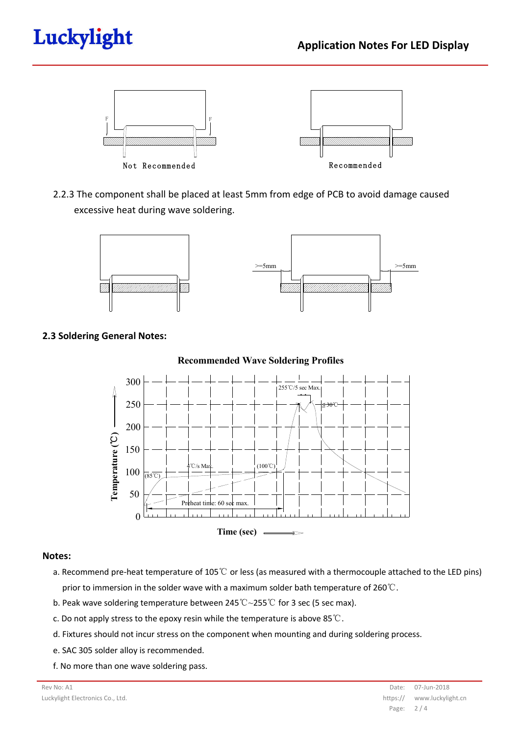Not Recommended　　　　Recommended

2.2.3 The component shall be placed at least 5mm from edge of PCB to avoid damage caused excessive heat during wave soldering.

>=5mm　　>=5mm

### 2.3 Soldering General Notes:

**Recommended Wave Soldering Profiles**

255℃/5 sec Max.　≤30℃　4℃/s Max.　(100℃)　(85℃)　Preheat time: 60 sec max.

Temperature (℃)　Time (sec)

### Notes:

a. Recommend pre-heat temperature of 105℃ or less (as measured with a thermocouple attached to the LED pins) prior to immersion in the solder wave with a maximum solder bath temperature of 260℃.

b. Peak wave soldering temperature between 245℃~255℃ for 3 sec (5 sec max).

c. Do not apply stress to the epoxy resin while the temperature is above 85℃.

d. Fixtures should not incur stress on the component when mounting and during soldering process.

e. SAC 305 solder alloy is recommended.

f. No more than one wave soldering pass.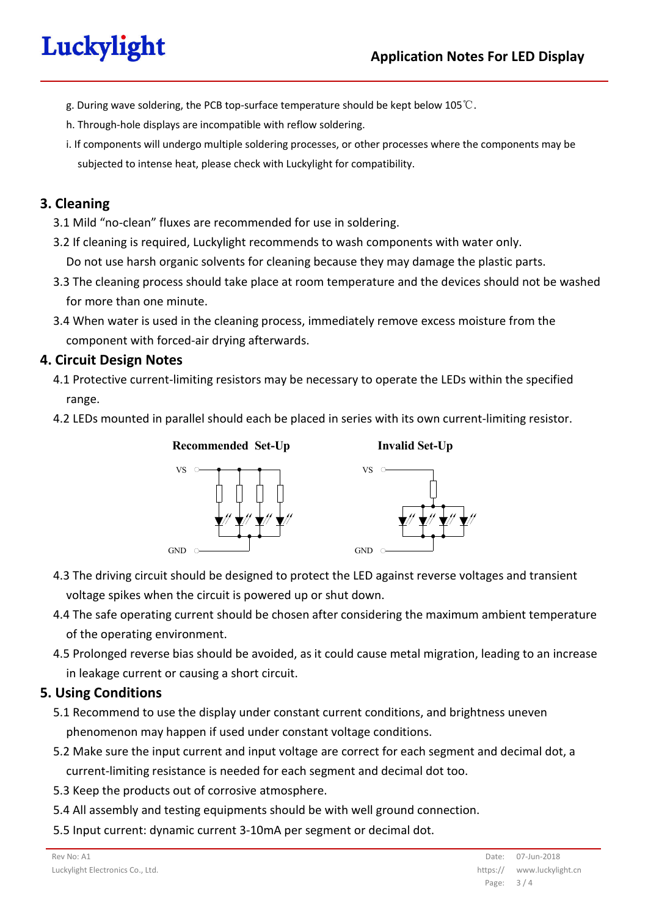g. During wave soldering, the PCB top-surface temperature should be kept below 105℃.

h. Through-hole displays are incompatible with reflow soldering.

i. If components will undergo multiple soldering processes, or other processes where the components may be subjected to intense heat, please check with Luckylight for compatibility.

## 3. Cleaning

3.1 Mild “no-clean” fluxes are recommended for use in soldering.

3.2 If cleaning is required, Luckylight recommends to wash components with water only. Do not use harsh organic solvents for cleaning because they may damage the plastic parts.

3.3 The cleaning process should take place at room temperature and the devices should not be washed for more than one minute.

3.4 When water is used in the cleaning process, immediately remove excess moisture from the component with forced-air drying afterwards.

## 4. Circuit Design Notes

4.1 Protective current-limiting resistors may be necessary to operate the LEDs within the specified range.

4.2 LEDs mounted in parallel should each be placed in series with its own current-limiting resistor.

**Recommended Set-Up** | **Invalid Set-Up**

VS / GND

4.3 The driving circuit should be designed to protect the LED against reverse voltages and transient voltage spikes when the circuit is powered up or shut down.

4.4 The safe operating current should be chosen after considering the maximum ambient temperature of the operating environment.

4.5 Prolonged reverse bias should be avoided, as it could cause metal migration, leading to an increase in leakage current or causing a short circuit.

## 5. Using Conditions

5.1 Recommend to use the display under constant current conditions, and brightness uneven phenomenon may happen if used under constant voltage conditions.

5.2 Make sure the input current and input voltage are correct for each segment and decimal dot, a current-limiting resistance is needed for each segment and decimal dot too.

5.3 Keep the products out of corrosive atmosphere.

5.4 All assembly and testing equipments should be with well ground connection.

5.5 Input current: dynamic current 3-10mA per segment or decimal dot.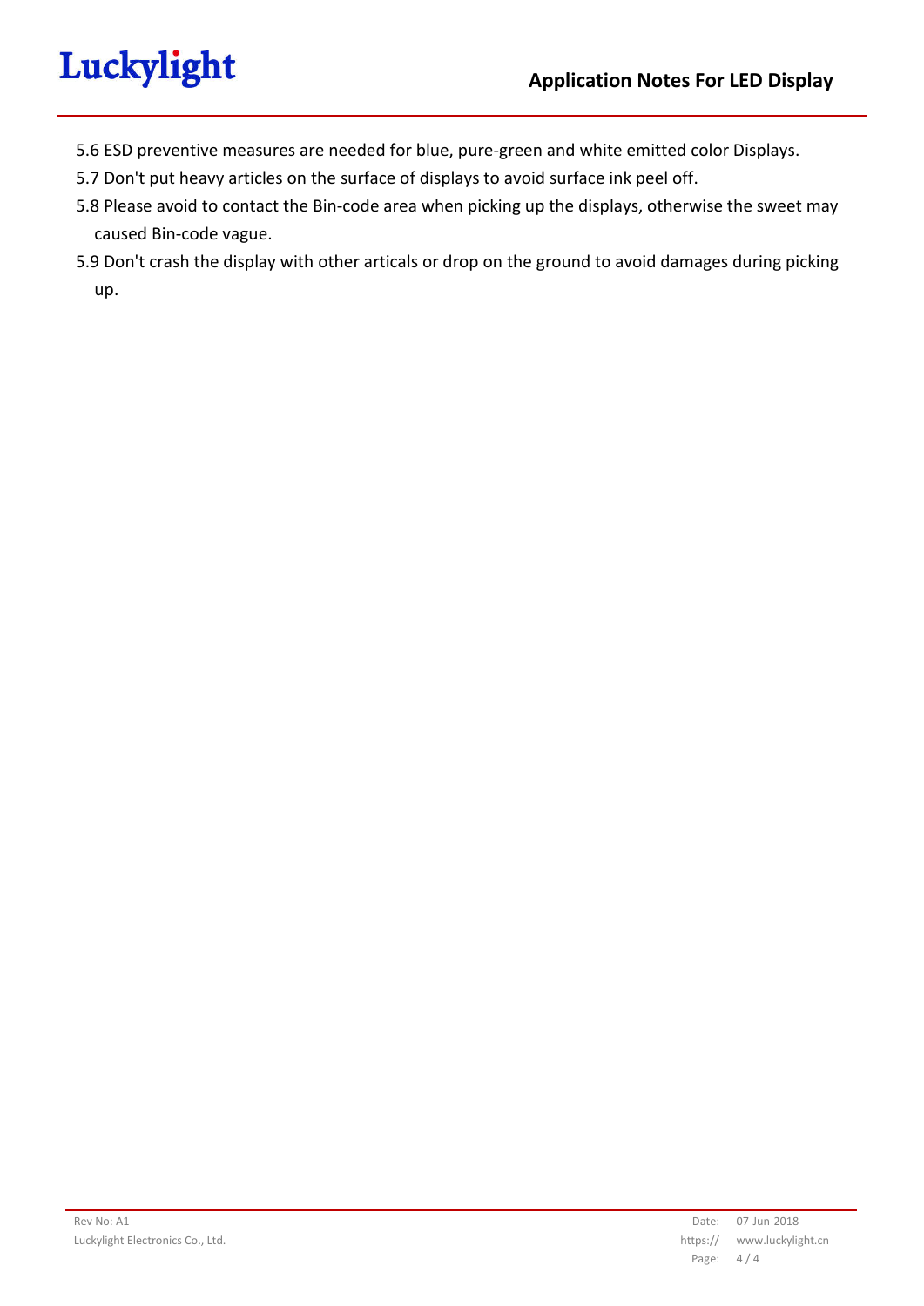5.6 ESD preventive measures are needed for blue, pure-green and white emitted color Displays.

5.7 Don't put heavy articles on the surface of displays to avoid surface ink peel off.

5.8 Please avoid to contact the Bin-code area when picking up the displays, otherwise the sweet may caused Bin-code vague.

5.9 Don't crash the display with other articals or drop on the ground to avoid damages during picking up.